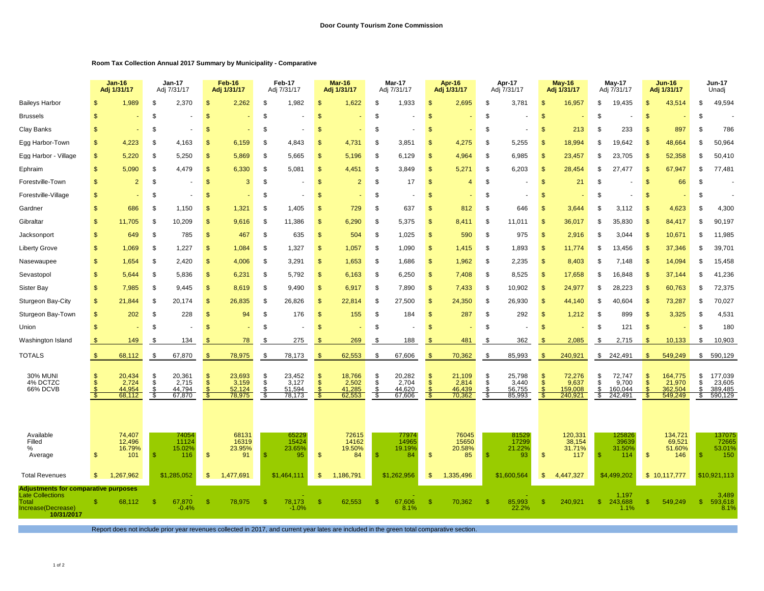**Door County Tourism Zone Commission**

**Room Tax Collection Annual 2017 Summary by Municipality - Comparative**

| | Jan-16 Adj 1/31/17 | Jan-17 Adj 7/31/17 | Feb-16 Adj 1/31/17 | Feb-17 Adj 7/31/17 | Mar-16 Adj 1/31/17 | Mar-17 Adj 7/31/17 | Apr-16 Adj 1/31/17 | Apr-17 Adj 7/31/17 | May-16 Adj 1/31/17 | May-17 Adj 7/31/17 | Jun-16 Adj 1/31/17 | Jun-17 Unadj |
|---|---|---|---|---|---|---|---|---|---|---|---|---|
| Baileys Harbor | $ 1,989 | $ 2,370 | $ 2,262 | $ 1,982 | $ 1,622 | $ 1,933 | $ 2,695 | $ 3,781 | $ 16,957 | $ 19,435 | $ 43,514 | $ 49,594 |
| Brussels | $ - | $ - | $ - | $ - | $ - | $ - | $ - | $ - | $ - | $ - | $ - | $ - |
| Clay Banks | $ - | $ - | $ - | $ - | $ - | $ - | $ - | $ - | $ 213 | $ 233 | $ 897 | $ 786 |
| Egg Harbor-Town | $ 4,223 | $ 4,163 | $ 6,159 | $ 4,843 | $ 4,731 | $ 3,851 | $ 4,275 | $ 5,255 | $ 18,994 | $ 19,642 | $ 48,664 | $ 50,964 |
| Egg Harbor - Village | $ 5,220 | $ 5,250 | $ 5,869 | $ 5,665 | $ 5,196 | $ 6,129 | $ 4,964 | $ 6,985 | $ 23,457 | $ 23,705 | $ 52,358 | $ 50,410 |
| Ephraim | $ 5,090 | $ 4,479 | $ 6,330 | $ 5,081 | $ 4,451 | $ 3,849 | $ 5,271 | $ 6,203 | $ 28,454 | $ 27,477 | $ 67,947 | $ 77,481 |
| Forestville-Town | $ 2 | $ - | $ 3 | $ - | $ 2 | $ 17 | $ 4 | $ - | $ 21 | $ - | $ 66 | $ - |
| Forestville-Village | $ - | $ - | $ - | $ - | $ - | $ - | $ - | $ - | $ - | $ - | $ - | $ - |
| Gardner | $ 686 | $ 1,150 | $ 1,321 | $ 1,405 | $ 729 | $ 637 | $ 812 | $ 646 | $ 3,644 | $ 3,112 | $ 4,623 | $ 4,300 |
| Gibraltar | $ 11,705 | $ 10,209 | $ 9,616 | $ 11,386 | $ 6,290 | $ 5,375 | $ 8,411 | $ 11,011 | $ 36,017 | $ 35,830 | $ 84,417 | $ 90,197 |
| Jacksonport | $ 649 | $ 785 | $ 467 | $ 635 | $ 504 | $ 1,025 | $ 590 | $ 975 | $ 2,916 | $ 3,044 | $ 10,671 | $ 11,985 |
| Liberty Grove | $ 1,069 | $ 1,227 | $ 1,084 | $ 1,327 | $ 1,057 | $ 1,090 | $ 1,415 | $ 1,893 | $ 11,774 | $ 13,456 | $ 37,346 | $ 39,701 |
| Nasewaupee | $ 1,654 | $ 2,420 | $ 4,006 | $ 3,291 | $ 1,653 | $ 1,686 | $ 1,962 | $ 2,235 | $ 8,403 | $ 7,148 | $ 14,094 | $ 15,458 |
| Sevastopol | $ 5,644 | $ 5,836 | $ 6,231 | $ 5,792 | $ 6,163 | $ 6,250 | $ 7,408 | $ 8,525 | $ 17,658 | $ 16,848 | $ 37,144 | $ 41,236 |
| Sister Bay | $ 7,985 | $ 9,445 | $ 8,619 | $ 9,490 | $ 6,917 | $ 7,890 | $ 7,433 | $ 10,902 | $ 24,977 | $ 28,223 | $ 60,763 | $ 72,375 |
| Sturgeon Bay-City | $ 21,844 | $ 20,174 | $ 26,835 | $ 26,826 | $ 22,814 | $ 27,500 | $ 24,350 | $ 26,930 | $ 44,140 | $ 40,604 | $ 73,287 | $ 70,027 |
| Sturgeon Bay-Town | $ 202 | $ 228 | $ 94 | $ 176 | $ 155 | $ 184 | $ 287 | $ 292 | $ 1,212 | $ 899 | $ 3,325 | $ 4,531 |
| Union | $ - | $ - | $ - | $ - | $ - | $ - | $ - | $ - | $ - | $ 121 | $ - | $ 180 |
| Washington Island | $ 149 | $ 134 | $ 78 | $ 275 | $ 269 | $ 188 | $ 481 | $ 362 | $ 2,085 | $ 2,715 | $ 10,133 | $ 10,903 |
| TOTALS | $ 68,112 | $ 67,870 | $ 78,975 | $ 78,173 | $ 62,553 | $ 67,606 | $ 70,362 | $ 85,993 | $ 240,921 | $ 242,491 | $ 549,249 | $ 590,129 |
| 30% MUNI | $ 20,434 | $ 20,361 | $ 23,693 | $ 23,452 | $ 18,766 | $ 20,282 | $ 21,109 | $ 25,798 | $ 72,276 | $ 72,747 | $ 164,775 | $ 177,039 |
| 4% DCTZC | $ 2,724 | $ 2,715 | $ 3,159 | $ 3,127 | $ 2,502 | $ 2,704 | $ 2,814 | $ 3,440 | $ 9,637 | $ 9,700 | $ 21,970 | $ 23,605 |
| 66% DCVB | $ 44,954 | $ 44,794 | $ 52,124 | $ 51,594 | $ 41,285 | $ 44,620 | $ 46,439 | $ 56,755 | $ 159,008 | $ 160,044 | $ 362,504 | $ 389,485 |
| | $ 68,112 | $ 67,870 | $ 78,975 | $ 78,173 | $ 62,553 | $ 67,606 | $ 70,362 | $ 85,993 | $ 240,921 | $ 242,491 | $ 549,249 | $ 590,129 |
| Available | 74,407 | 74054 | 68131 | 65229 | 72615 | 77974 | 76045 | 81529 | 120,331 | 125826 | 134,721 | 137075 |
| Filled | 12,496 | 11124 | 16319 | 15424 | 14162 | 14965 | 15650 | 17299 | 38,154 | 39639 | 69,521 | 72665 |
| % | 16.79% | 15.02% | 23.95% | 23.65% | 19.50% | 19.19% | 20.58% | 21.22% | 31.71% | 31.50% | 51.60% | 53.01% |
| Average | $ 101 | $ 116 | $ 91 | $ 95 | $ 84 | $ 84 | $ 85 | $ 93 | $ 117 | $ 114 | $ 146 | $ 150 |
| Total Revenues | $ 1,267,962 | $1,285,052 | $ 1,477,691 | $1,464,111 | $ 1,186,791 | $1,262,956 | $ 1,335,496 | $1,600,564 | $ 4,447,327 | $4,499,202 | $ 10,117,777 | $10,921,113 |
| **Adjustments for comparative purposes** | | | | | | | | | | | | |
| Late Collections | | - | | - | | - | | - | | 1,197 | | 3,489 |
| Total | $ 68,112 | $ 67,870 | $ 78,975 | $ 78,173 | $ 62,553 | $ 67,606 | $ 70,362 | $ 85,993 | $ 240,921 | $ 243,688 | $ 549,249 | $ 593,618 |
| Increase(Decrease) **10/31/2017** | | -0.4% | | -1.0% | | 8.1% | | 22.2% | | 1.1% | | 8.1% |

Report does not include prior year revenues collected in 2017, and current year lates are included in the green total comparative section.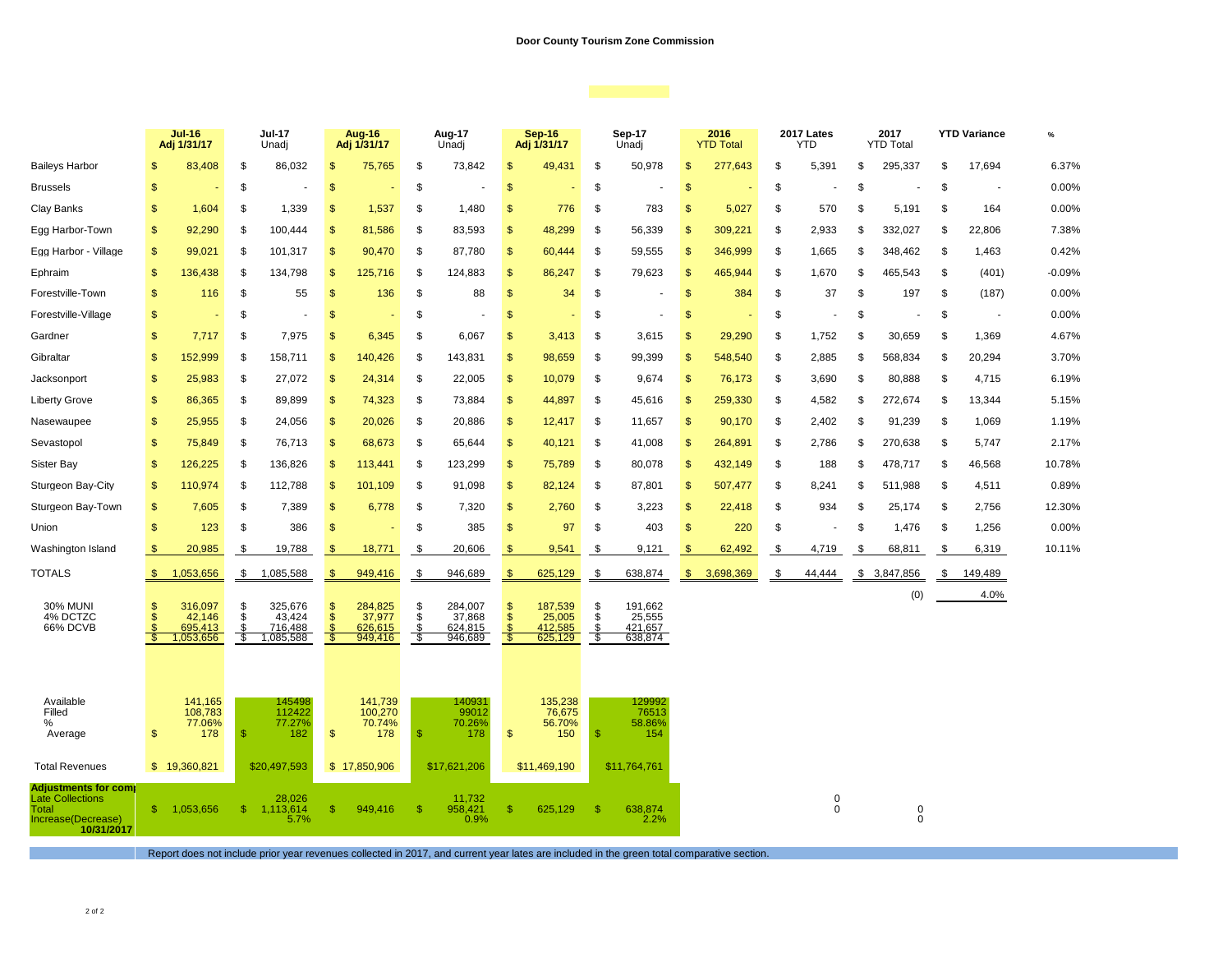**Door County Tourism Zone Commission**

| | Jul-16 Adj 1/31/17 | Jul-17 Unadj | Aug-16 Adj 1/31/17 | Aug-17 Unadj | Sep-16 Adj 1/31/17 | Sep-17 Unadj | 2016 YTD Total | 2017 Lates YTD | 2017 YTD Total | YTD Variance | % |
|---|---|---|---|---|---|---|---|---|---|---|---|
| Baileys Harbor | $ 83,408 | $ 86,032 | $ 75,765 | $ 73,842 | $ 49,431 | $ 50,978 | $ 277,643 | $ 5,391 | $ 295,337 | $ 17,694 | 6.37% |
| Brussels | $ - | $ - | $ - | $ - | $ - | $ - | $ - | $ - | $ - | $ - | 0.00% |
| Clay Banks | $ 1,604 | $ 1,339 | $ 1,537 | $ 1,480 | $ 776 | $ 783 | $ 5,027 | $ 570 | $ 5,191 | $ 164 | 0.00% |
| Egg Harbor-Town | $ 92,290 | $ 100,444 | $ 81,586 | $ 83,593 | $ 48,299 | $ 56,339 | $ 309,221 | $ 2,933 | $ 332,027 | $ 22,806 | 7.38% |
| Egg Harbor - Village | $ 99,021 | $ 101,317 | $ 90,470 | $ 87,780 | $ 60,444 | $ 59,555 | $ 346,999 | $ 1,665 | $ 348,462 | $ 1,463 | 0.42% |
| Ephraim | $ 136,438 | $ 134,798 | $ 125,716 | $ 124,883 | $ 86,247 | $ 79,623 | $ 465,944 | $ 1,670 | $ 465,543 | $ (401) | -0.09% |
| Forestville-Town | $ 116 | $ 55 | $ 136 | $ 88 | $ 34 | $ - | $ 384 | $ 37 | $ 197 | $ (187) | 0.00% |
| Forestville-Village | $ - | $ - | $ - | $ - | $ - | $ - | $ - | $ - | $ - | $ - | 0.00% |
| Gardner | $ 7,717 | $ 7,975 | $ 6,345 | $ 6,067 | $ 3,413 | $ 3,615 | $ 29,290 | $ 1,752 | $ 30,659 | $ 1,369 | 4.67% |
| Gibraltar | $ 152,999 | $ 158,711 | $ 140,426 | $ 143,831 | $ 98,659 | $ 99,399 | $ 548,540 | $ 2,885 | $ 568,834 | $ 20,294 | 3.70% |
| Jacksonport | $ 25,983 | $ 27,072 | $ 24,314 | $ 22,005 | $ 10,079 | $ 9,674 | $ 76,173 | $ 3,690 | $ 80,888 | $ 4,715 | 6.19% |
| Liberty Grove | $ 86,365 | $ 89,899 | $ 74,323 | $ 73,884 | $ 44,897 | $ 45,616 | $ 259,330 | $ 4,582 | $ 272,674 | $ 13,344 | 5.15% |
| Nasewaupee | $ 25,955 | $ 24,056 | $ 20,026 | $ 20,886 | $ 12,417 | $ 11,657 | $ 90,170 | $ 2,402 | $ 91,239 | $ 1,069 | 1.19% |
| Sevastopol | $ 75,849 | $ 76,713 | $ 68,673 | $ 65,644 | $ 40,121 | $ 41,008 | $ 264,891 | $ 2,786 | $ 270,638 | $ 5,747 | 2.17% |
| Sister Bay | $ 126,225 | $ 136,826 | $ 113,441 | $ 123,299 | $ 75,789 | $ 80,078 | $ 432,149 | $ 188 | $ 478,717 | $ 46,568 | 10.78% |
| Sturgeon Bay-City | $ 110,974 | $ 112,788 | $ 101,109 | $ 91,098 | $ 82,124 | $ 87,801 | $ 507,477 | $ 8,241 | $ 511,988 | $ 4,511 | 0.89% |
| Sturgeon Bay-Town | $ 7,605 | $ 7,389 | $ 6,778 | $ 7,320 | $ 2,760 | $ 3,223 | $ 22,418 | $ 934 | $ 25,174 | $ 2,756 | 12.30% |
| Union | $ 123 | $ 386 | $ - | $ 385 | $ 97 | $ 403 | $ 220 | $ - | $ 1,476 | $ 1,256 | 0.00% |
| Washington Island | $ 20,985 | $ 19,788 | $ 18,771 | $ 20,606 | $ 9,541 | $ 9,121 | $ 62,492 | $ 4,719 | $ 68,811 | $ 6,319 | 10.11% |
| TOTALS | $ 1,053,656 | $ 1,085,588 | $ 949,416 | $ 946,689 | $ 625,129 | $ 638,874 | $ 3,698,369 | $ 44,444 | $ 3,847,856 | $ 149,489 | |
| | | | | | | | | | (0) | 4.0% | |
| 30% MUNI | $ 316,097 | $ 325,676 | $ 284,825 | $ 284,007 | $ 187,539 | $ 191,662 | | | | | |
| 4% DCTZC | $ 42,146 | $ 43,424 | $ 37,977 | $ 37,868 | $ 25,005 | $ 25,555 | | | | | |
| 66% DCVB | $ 695,413 | $ 716,488 | $ 626,615 | $ 624,815 | $ 412,585 | $ 421,657 | | | | | |
| | $ 1,053,656 | $ 1,085,588 | $ 949,416 | $ 946,689 | $ 625,129 | $ 638,874 | | | | | |
| Available | 141,165 | 145498 | 141,739 | 140931 | 135,238 | 129992 | | | | | |
| Filled | 108,783 | 112422 | 100,270 | 99012 | 76,675 | 76513 | | | | | |
| % | 77.06% | 77.27% | 70.74% | 70.26% | 56.70% | 58.86% | | | | | |
| Average | $ 178 | $ 182 | $ 178 | $ 178 | $ 150 | $ 154 | | | | | |
| Total Revenues | $ 19,360,821 | $20,497,593 | $ 17,850,906 | $17,621,206 | $11,469,190 | $11,764,761 | | | | | |
| Adjustments for comp | | | | | | | | | | | |
| Late Collections | | 28,026 | | 11,732 | | | | 0 | | | |
| Total | $ 1,053,656 | $ 1,113,614 | $ 949,416 | $ 958,421 | $ 625,129 | $ 638,874 | | 0 | 0 | | |
| Increase(Decrease) 10/31/2017 | | 5.7% | | 0.9% | | 2.2% | | | 0 | | |

Report does not include prior year revenues collected in 2017, and current year lates are included in the green total comparative section.